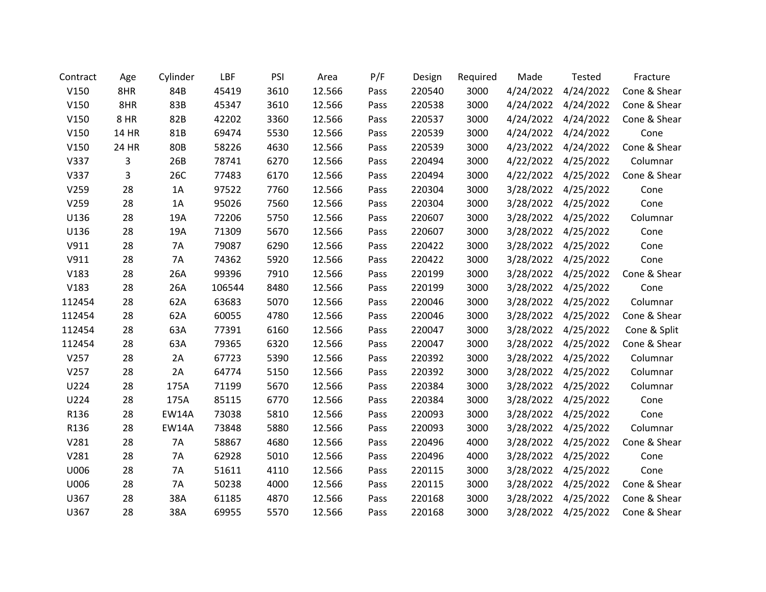| Contract | Age | Cylinder | LBF | PSI | Area | P/F | Design | Required | Made | Tested | Fracture |
|---|---|---|---|---|---|---|---|---|---|---|---|
| V150 | 8HR | 84B | 45419 | 3610 | 12.566 | Pass | 220540 | 3000 | 4/24/2022 | 4/24/2022 | Cone & Shear |
| V150 | 8HR | 83B | 45347 | 3610 | 12.566 | Pass | 220538 | 3000 | 4/24/2022 | 4/24/2022 | Cone & Shear |
| V150 | 8 HR | 82B | 42202 | 3360 | 12.566 | Pass | 220537 | 3000 | 4/24/2022 | 4/24/2022 | Cone & Shear |
| V150 | 14 HR | 81B | 69474 | 5530 | 12.566 | Pass | 220539 | 3000 | 4/24/2022 | 4/24/2022 | Cone |
| V150 | 24 HR | 80B | 58226 | 4630 | 12.566 | Pass | 220539 | 3000 | 4/23/2022 | 4/24/2022 | Cone & Shear |
| V337 | 3 | 26B | 78741 | 6270 | 12.566 | Pass | 220494 | 3000 | 4/22/2022 | 4/25/2022 | Columnar |
| V337 | 3 | 26C | 77483 | 6170 | 12.566 | Pass | 220494 | 3000 | 4/22/2022 | 4/25/2022 | Cone & Shear |
| V259 | 28 | 1A | 97522 | 7760 | 12.566 | Pass | 220304 | 3000 | 3/28/2022 | 4/25/2022 | Cone |
| V259 | 28 | 1A | 95026 | 7560 | 12.566 | Pass | 220304 | 3000 | 3/28/2022 | 4/25/2022 | Cone |
| U136 | 28 | 19A | 72206 | 5750 | 12.566 | Pass | 220607 | 3000 | 3/28/2022 | 4/25/2022 | Columnar |
| U136 | 28 | 19A | 71309 | 5670 | 12.566 | Pass | 220607 | 3000 | 3/28/2022 | 4/25/2022 | Cone |
| V911 | 28 | 7A | 79087 | 6290 | 12.566 | Pass | 220422 | 3000 | 3/28/2022 | 4/25/2022 | Cone |
| V911 | 28 | 7A | 74362 | 5920 | 12.566 | Pass | 220422 | 3000 | 3/28/2022 | 4/25/2022 | Cone |
| V183 | 28 | 26A | 99396 | 7910 | 12.566 | Pass | 220199 | 3000 | 3/28/2022 | 4/25/2022 | Cone & Shear |
| V183 | 28 | 26A | 106544 | 8480 | 12.566 | Pass | 220199 | 3000 | 3/28/2022 | 4/25/2022 | Cone |
| 112454 | 28 | 62A | 63683 | 5070 | 12.566 | Pass | 220046 | 3000 | 3/28/2022 | 4/25/2022 | Columnar |
| 112454 | 28 | 62A | 60055 | 4780 | 12.566 | Pass | 220046 | 3000 | 3/28/2022 | 4/25/2022 | Cone & Shear |
| 112454 | 28 | 63A | 77391 | 6160 | 12.566 | Pass | 220047 | 3000 | 3/28/2022 | 4/25/2022 | Cone & Split |
| 112454 | 28 | 63A | 79365 | 6320 | 12.566 | Pass | 220047 | 3000 | 3/28/2022 | 4/25/2022 | Cone & Shear |
| V257 | 28 | 2A | 67723 | 5390 | 12.566 | Pass | 220392 | 3000 | 3/28/2022 | 4/25/2022 | Columnar |
| V257 | 28 | 2A | 64774 | 5150 | 12.566 | Pass | 220392 | 3000 | 3/28/2022 | 4/25/2022 | Columnar |
| U224 | 28 | 175A | 71199 | 5670 | 12.566 | Pass | 220384 | 3000 | 3/28/2022 | 4/25/2022 | Columnar |
| U224 | 28 | 175A | 85115 | 6770 | 12.566 | Pass | 220384 | 3000 | 3/28/2022 | 4/25/2022 | Cone |
| R136 | 28 | EW14A | 73038 | 5810 | 12.566 | Pass | 220093 | 3000 | 3/28/2022 | 4/25/2022 | Cone |
| R136 | 28 | EW14A | 73848 | 5880 | 12.566 | Pass | 220093 | 3000 | 3/28/2022 | 4/25/2022 | Columnar |
| V281 | 28 | 7A | 58867 | 4680 | 12.566 | Pass | 220496 | 4000 | 3/28/2022 | 4/25/2022 | Cone & Shear |
| V281 | 28 | 7A | 62928 | 5010 | 12.566 | Pass | 220496 | 4000 | 3/28/2022 | 4/25/2022 | Cone |
| U006 | 28 | 7A | 51611 | 4110 | 12.566 | Pass | 220115 | 3000 | 3/28/2022 | 4/25/2022 | Cone |
| U006 | 28 | 7A | 50238 | 4000 | 12.566 | Pass | 220115 | 3000 | 3/28/2022 | 4/25/2022 | Cone & Shear |
| U367 | 28 | 38A | 61185 | 4870 | 12.566 | Pass | 220168 | 3000 | 3/28/2022 | 4/25/2022 | Cone & Shear |
| U367 | 28 | 38A | 69955 | 5570 | 12.566 | Pass | 220168 | 3000 | 3/28/2022 | 4/25/2022 | Cone & Shear |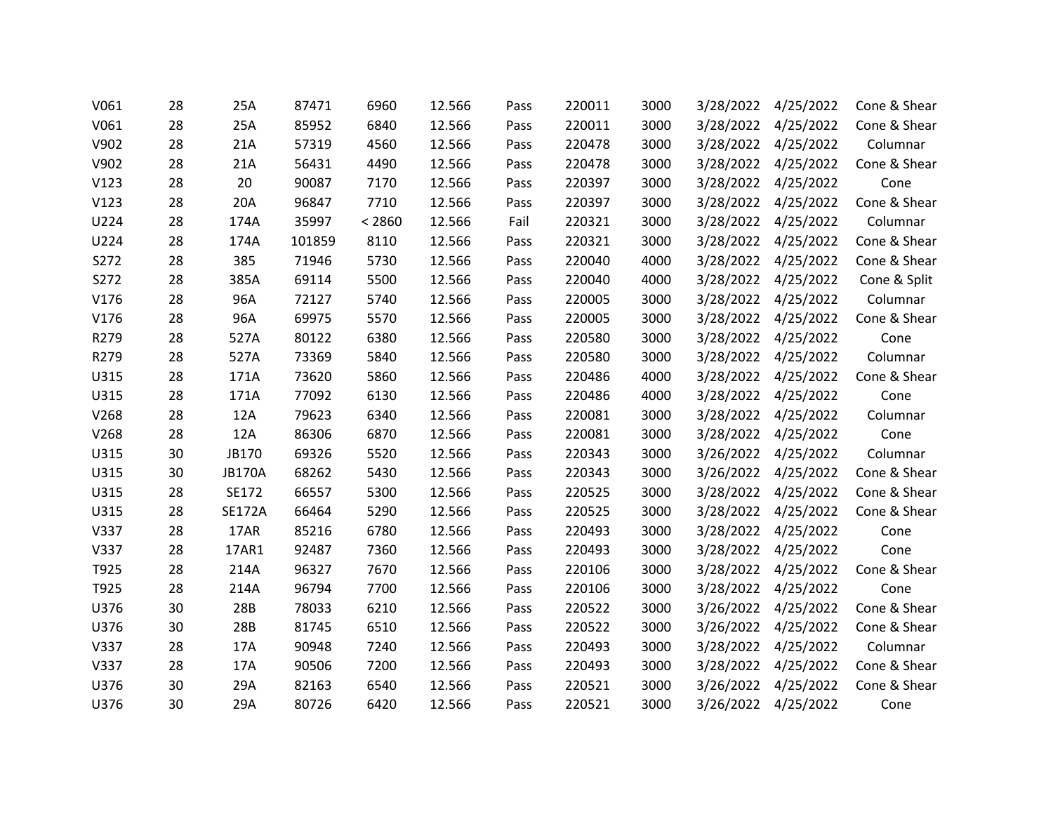| | | | | | | | | | | | |
|---|---|---|---|---|---|---|---|---|---|---|---|
| V061 | 28 | 25A | 87471 | 6960 | 12.566 | Pass | 220011 | 3000 | 3/28/2022 | 4/25/2022 | Cone & Shear |
| V061 | 28 | 25A | 85952 | 6840 | 12.566 | Pass | 220011 | 3000 | 3/28/2022 | 4/25/2022 | Cone & Shear |
| V902 | 28 | 21A | 57319 | 4560 | 12.566 | Pass | 220478 | 3000 | 3/28/2022 | 4/25/2022 | Columnar |
| V902 | 28 | 21A | 56431 | 4490 | 12.566 | Pass | 220478 | 3000 | 3/28/2022 | 4/25/2022 | Cone & Shear |
| V123 | 28 | 20 | 90087 | 7170 | 12.566 | Pass | 220397 | 3000 | 3/28/2022 | 4/25/2022 | Cone |
| V123 | 28 | 20A | 96847 | 7710 | 12.566 | Pass | 220397 | 3000 | 3/28/2022 | 4/25/2022 | Cone & Shear |
| U224 | 28 | 174A | 35997 | < 2860 | 12.566 | Fail | 220321 | 3000 | 3/28/2022 | 4/25/2022 | Columnar |
| U224 | 28 | 174A | 101859 | 8110 | 12.566 | Pass | 220321 | 3000 | 3/28/2022 | 4/25/2022 | Cone & Shear |
| S272 | 28 | 385 | 71946 | 5730 | 12.566 | Pass | 220040 | 4000 | 3/28/2022 | 4/25/2022 | Cone & Shear |
| S272 | 28 | 385A | 69114 | 5500 | 12.566 | Pass | 220040 | 4000 | 3/28/2022 | 4/25/2022 | Cone & Split |
| V176 | 28 | 96A | 72127 | 5740 | 12.566 | Pass | 220005 | 3000 | 3/28/2022 | 4/25/2022 | Columnar |
| V176 | 28 | 96A | 69975 | 5570 | 12.566 | Pass | 220005 | 3000 | 3/28/2022 | 4/25/2022 | Cone & Shear |
| R279 | 28 | 527A | 80122 | 6380 | 12.566 | Pass | 220580 | 3000 | 3/28/2022 | 4/25/2022 | Cone |
| R279 | 28 | 527A | 73369 | 5840 | 12.566 | Pass | 220580 | 3000 | 3/28/2022 | 4/25/2022 | Columnar |
| U315 | 28 | 171A | 73620 | 5860 | 12.566 | Pass | 220486 | 4000 | 3/28/2022 | 4/25/2022 | Cone & Shear |
| U315 | 28 | 171A | 77092 | 6130 | 12.566 | Pass | 220486 | 4000 | 3/28/2022 | 4/25/2022 | Cone |
| V268 | 28 | 12A | 79623 | 6340 | 12.566 | Pass | 220081 | 3000 | 3/28/2022 | 4/25/2022 | Columnar |
| V268 | 28 | 12A | 86306 | 6870 | 12.566 | Pass | 220081 | 3000 | 3/28/2022 | 4/25/2022 | Cone |
| U315 | 30 | JB170 | 69326 | 5520 | 12.566 | Pass | 220343 | 3000 | 3/26/2022 | 4/25/2022 | Columnar |
| U315 | 30 | JB170A | 68262 | 5430 | 12.566 | Pass | 220343 | 3000 | 3/26/2022 | 4/25/2022 | Cone & Shear |
| U315 | 28 | SE172 | 66557 | 5300 | 12.566 | Pass | 220525 | 3000 | 3/28/2022 | 4/25/2022 | Cone & Shear |
| U315 | 28 | SE172A | 66464 | 5290 | 12.566 | Pass | 220525 | 3000 | 3/28/2022 | 4/25/2022 | Cone & Shear |
| V337 | 28 | 17AR | 85216 | 6780 | 12.566 | Pass | 220493 | 3000 | 3/28/2022 | 4/25/2022 | Cone |
| V337 | 28 | 17AR1 | 92487 | 7360 | 12.566 | Pass | 220493 | 3000 | 3/28/2022 | 4/25/2022 | Cone |
| T925 | 28 | 214A | 96327 | 7670 | 12.566 | Pass | 220106 | 3000 | 3/28/2022 | 4/25/2022 | Cone & Shear |
| T925 | 28 | 214A | 96794 | 7700 | 12.566 | Pass | 220106 | 3000 | 3/28/2022 | 4/25/2022 | Cone |
| U376 | 30 | 28B | 78033 | 6210 | 12.566 | Pass | 220522 | 3000 | 3/26/2022 | 4/25/2022 | Cone & Shear |
| U376 | 30 | 28B | 81745 | 6510 | 12.566 | Pass | 220522 | 3000 | 3/26/2022 | 4/25/2022 | Cone & Shear |
| V337 | 28 | 17A | 90948 | 7240 | 12.566 | Pass | 220493 | 3000 | 3/28/2022 | 4/25/2022 | Columnar |
| V337 | 28 | 17A | 90506 | 7200 | 12.566 | Pass | 220493 | 3000 | 3/28/2022 | 4/25/2022 | Cone & Shear |
| U376 | 30 | 29A | 82163 | 6540 | 12.566 | Pass | 220521 | 3000 | 3/26/2022 | 4/25/2022 | Cone & Shear |
| U376 | 30 | 29A | 80726 | 6420 | 12.566 | Pass | 220521 | 3000 | 3/26/2022 | 4/25/2022 | Cone |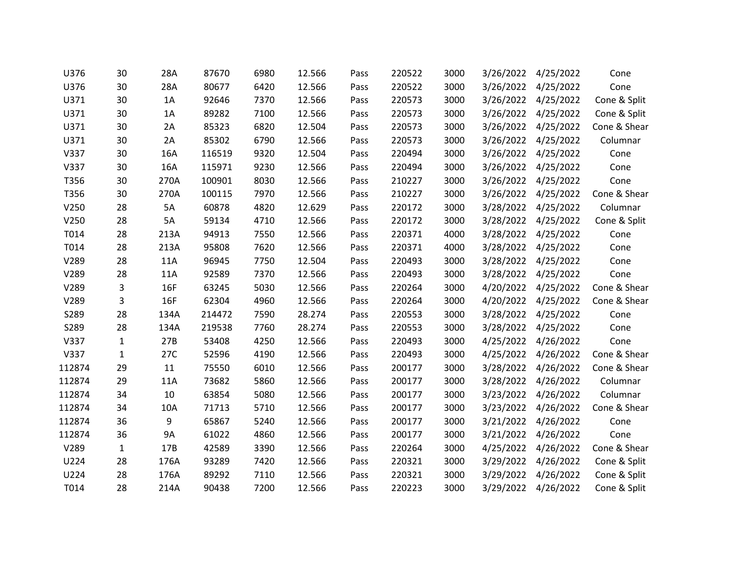| | | | | | | | | | | | |
|---|---|---|---|---|---|---|---|---|---|---|---|
| U376 | 30 | 28A | 87670 | 6980 | 12.566 | Pass | 220522 | 3000 | 3/26/2022 | 4/25/2022 | Cone |
| U376 | 30 | 28A | 80677 | 6420 | 12.566 | Pass | 220522 | 3000 | 3/26/2022 | 4/25/2022 | Cone |
| U371 | 30 | 1A | 92646 | 7370 | 12.566 | Pass | 220573 | 3000 | 3/26/2022 | 4/25/2022 | Cone & Split |
| U371 | 30 | 1A | 89282 | 7100 | 12.566 | Pass | 220573 | 3000 | 3/26/2022 | 4/25/2022 | Cone & Split |
| U371 | 30 | 2A | 85323 | 6820 | 12.504 | Pass | 220573 | 3000 | 3/26/2022 | 4/25/2022 | Cone & Shear |
| U371 | 30 | 2A | 85302 | 6790 | 12.566 | Pass | 220573 | 3000 | 3/26/2022 | 4/25/2022 | Columnar |
| V337 | 30 | 16A | 116519 | 9320 | 12.504 | Pass | 220494 | 3000 | 3/26/2022 | 4/25/2022 | Cone |
| V337 | 30 | 16A | 115971 | 9230 | 12.566 | Pass | 220494 | 3000 | 3/26/2022 | 4/25/2022 | Cone |
| T356 | 30 | 270A | 100901 | 8030 | 12.566 | Pass | 210227 | 3000 | 3/26/2022 | 4/25/2022 | Cone |
| T356 | 30 | 270A | 100115 | 7970 | 12.566 | Pass | 210227 | 3000 | 3/26/2022 | 4/25/2022 | Cone & Shear |
| V250 | 28 | 5A | 60878 | 4820 | 12.629 | Pass | 220172 | 3000 | 3/28/2022 | 4/25/2022 | Columnar |
| V250 | 28 | 5A | 59134 | 4710 | 12.566 | Pass | 220172 | 3000 | 3/28/2022 | 4/25/2022 | Cone & Split |
| T014 | 28 | 213A | 94913 | 7550 | 12.566 | Pass | 220371 | 4000 | 3/28/2022 | 4/25/2022 | Cone |
| T014 | 28 | 213A | 95808 | 7620 | 12.566 | Pass | 220371 | 4000 | 3/28/2022 | 4/25/2022 | Cone |
| V289 | 28 | 11A | 96945 | 7750 | 12.504 | Pass | 220493 | 3000 | 3/28/2022 | 4/25/2022 | Cone |
| V289 | 28 | 11A | 92589 | 7370 | 12.566 | Pass | 220493 | 3000 | 3/28/2022 | 4/25/2022 | Cone |
| V289 | 3 | 16F | 63245 | 5030 | 12.566 | Pass | 220264 | 3000 | 4/20/2022 | 4/25/2022 | Cone & Shear |
| V289 | 3 | 16F | 62304 | 4960 | 12.566 | Pass | 220264 | 3000 | 4/20/2022 | 4/25/2022 | Cone & Shear |
| S289 | 28 | 134A | 214472 | 7590 | 28.274 | Pass | 220553 | 3000 | 3/28/2022 | 4/25/2022 | Cone |
| S289 | 28 | 134A | 219538 | 7760 | 28.274 | Pass | 220553 | 3000 | 3/28/2022 | 4/25/2022 | Cone |
| V337 | 1 | 27B | 53408 | 4250 | 12.566 | Pass | 220493 | 3000 | 4/25/2022 | 4/26/2022 | Cone |
| V337 | 1 | 27C | 52596 | 4190 | 12.566 | Pass | 220493 | 3000 | 4/25/2022 | 4/26/2022 | Cone & Shear |
| 112874 | 29 | 11 | 75550 | 6010 | 12.566 | Pass | 200177 | 3000 | 3/28/2022 | 4/26/2022 | Cone & Shear |
| 112874 | 29 | 11A | 73682 | 5860 | 12.566 | Pass | 200177 | 3000 | 3/28/2022 | 4/26/2022 | Columnar |
| 112874 | 34 | 10 | 63854 | 5080 | 12.566 | Pass | 200177 | 3000 | 3/23/2022 | 4/26/2022 | Columnar |
| 112874 | 34 | 10A | 71713 | 5710 | 12.566 | Pass | 200177 | 3000 | 3/23/2022 | 4/26/2022 | Cone & Shear |
| 112874 | 36 | 9 | 65867 | 5240 | 12.566 | Pass | 200177 | 3000 | 3/21/2022 | 4/26/2022 | Cone |
| 112874 | 36 | 9A | 61022 | 4860 | 12.566 | Pass | 200177 | 3000 | 3/21/2022 | 4/26/2022 | Cone |
| V289 | 1 | 17B | 42589 | 3390 | 12.566 | Pass | 220264 | 3000 | 4/25/2022 | 4/26/2022 | Cone & Shear |
| U224 | 28 | 176A | 93289 | 7420 | 12.566 | Pass | 220321 | 3000 | 3/29/2022 | 4/26/2022 | Cone & Split |
| U224 | 28 | 176A | 89292 | 7110 | 12.566 | Pass | 220321 | 3000 | 3/29/2022 | 4/26/2022 | Cone & Split |
| T014 | 28 | 214A | 90438 | 7200 | 12.566 | Pass | 220223 | 3000 | 3/29/2022 | 4/26/2022 | Cone & Split |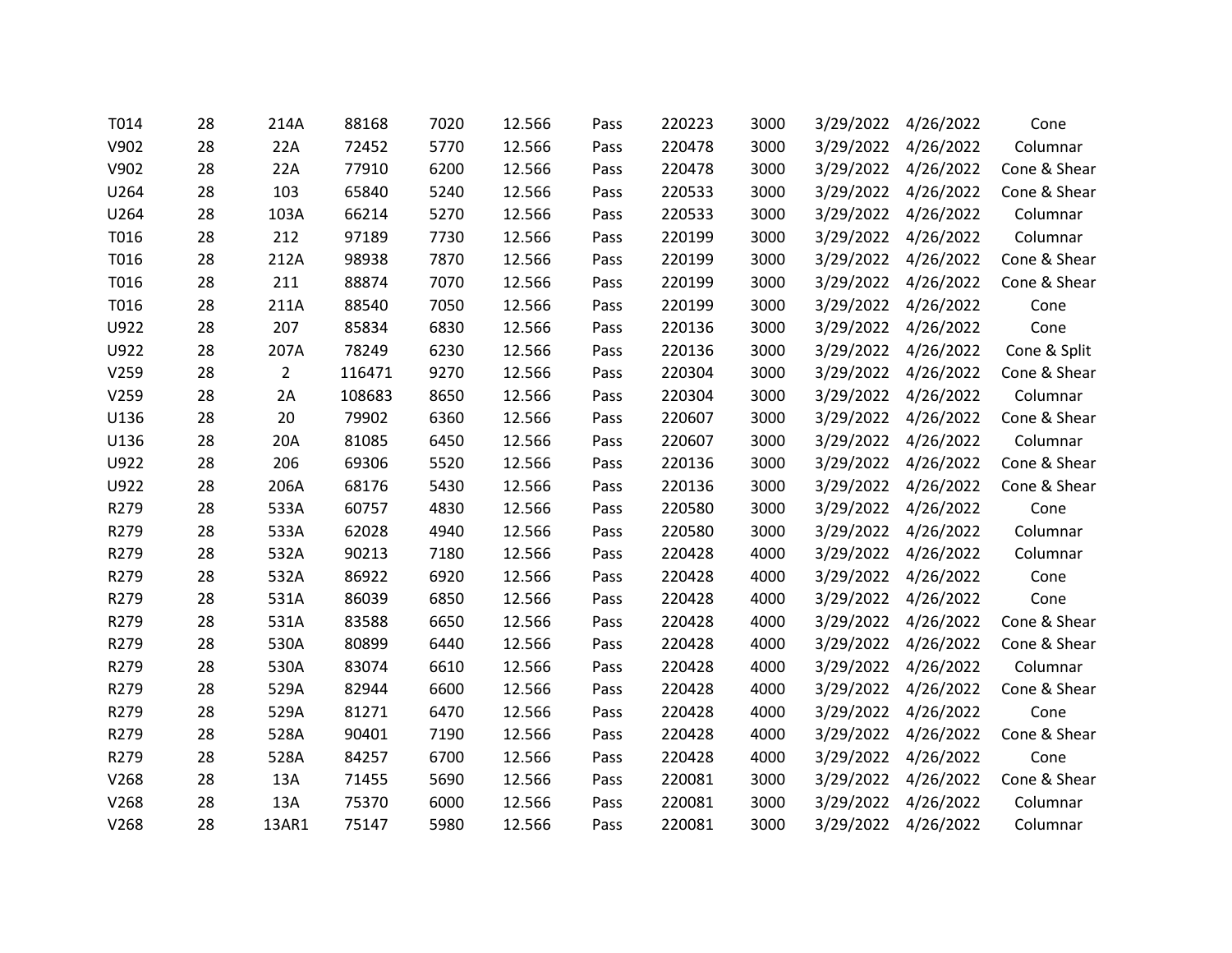| | | | | | | | | | | | |
|---|---|---|---|---|---|---|---|---|---|---|---|
| T014 | 28 | 214A | 88168 | 7020 | 12.566 | Pass | 220223 | 3000 | 3/29/2022 | 4/26/2022 | Cone |
| V902 | 28 | 22A | 72452 | 5770 | 12.566 | Pass | 220478 | 3000 | 3/29/2022 | 4/26/2022 | Columnar |
| V902 | 28 | 22A | 77910 | 6200 | 12.566 | Pass | 220478 | 3000 | 3/29/2022 | 4/26/2022 | Cone & Shear |
| U264 | 28 | 103 | 65840 | 5240 | 12.566 | Pass | 220533 | 3000 | 3/29/2022 | 4/26/2022 | Cone & Shear |
| U264 | 28 | 103A | 66214 | 5270 | 12.566 | Pass | 220533 | 3000 | 3/29/2022 | 4/26/2022 | Columnar |
| T016 | 28 | 212 | 97189 | 7730 | 12.566 | Pass | 220199 | 3000 | 3/29/2022 | 4/26/2022 | Columnar |
| T016 | 28 | 212A | 98938 | 7870 | 12.566 | Pass | 220199 | 3000 | 3/29/2022 | 4/26/2022 | Cone & Shear |
| T016 | 28 | 211 | 88874 | 7070 | 12.566 | Pass | 220199 | 3000 | 3/29/2022 | 4/26/2022 | Cone & Shear |
| T016 | 28 | 211A | 88540 | 7050 | 12.566 | Pass | 220199 | 3000 | 3/29/2022 | 4/26/2022 | Cone |
| U922 | 28 | 207 | 85834 | 6830 | 12.566 | Pass | 220136 | 3000 | 3/29/2022 | 4/26/2022 | Cone |
| U922 | 28 | 207A | 78249 | 6230 | 12.566 | Pass | 220136 | 3000 | 3/29/2022 | 4/26/2022 | Cone & Split |
| V259 | 28 | 2 | 116471 | 9270 | 12.566 | Pass | 220304 | 3000 | 3/29/2022 | 4/26/2022 | Cone & Shear |
| V259 | 28 | 2A | 108683 | 8650 | 12.566 | Pass | 220304 | 3000 | 3/29/2022 | 4/26/2022 | Columnar |
| U136 | 28 | 20 | 79902 | 6360 | 12.566 | Pass | 220607 | 3000 | 3/29/2022 | 4/26/2022 | Cone & Shear |
| U136 | 28 | 20A | 81085 | 6450 | 12.566 | Pass | 220607 | 3000 | 3/29/2022 | 4/26/2022 | Columnar |
| U922 | 28 | 206 | 69306 | 5520 | 12.566 | Pass | 220136 | 3000 | 3/29/2022 | 4/26/2022 | Cone & Shear |
| U922 | 28 | 206A | 68176 | 5430 | 12.566 | Pass | 220136 | 3000 | 3/29/2022 | 4/26/2022 | Cone & Shear |
| R279 | 28 | 533A | 60757 | 4830 | 12.566 | Pass | 220580 | 3000 | 3/29/2022 | 4/26/2022 | Cone |
| R279 | 28 | 533A | 62028 | 4940 | 12.566 | Pass | 220580 | 3000 | 3/29/2022 | 4/26/2022 | Columnar |
| R279 | 28 | 532A | 90213 | 7180 | 12.566 | Pass | 220428 | 4000 | 3/29/2022 | 4/26/2022 | Columnar |
| R279 | 28 | 532A | 86922 | 6920 | 12.566 | Pass | 220428 | 4000 | 3/29/2022 | 4/26/2022 | Cone |
| R279 | 28 | 531A | 86039 | 6850 | 12.566 | Pass | 220428 | 4000 | 3/29/2022 | 4/26/2022 | Cone |
| R279 | 28 | 531A | 83588 | 6650 | 12.566 | Pass | 220428 | 4000 | 3/29/2022 | 4/26/2022 | Cone & Shear |
| R279 | 28 | 530A | 80899 | 6440 | 12.566 | Pass | 220428 | 4000 | 3/29/2022 | 4/26/2022 | Cone & Shear |
| R279 | 28 | 530A | 83074 | 6610 | 12.566 | Pass | 220428 | 4000 | 3/29/2022 | 4/26/2022 | Columnar |
| R279 | 28 | 529A | 82944 | 6600 | 12.566 | Pass | 220428 | 4000 | 3/29/2022 | 4/26/2022 | Cone & Shear |
| R279 | 28 | 529A | 81271 | 6470 | 12.566 | Pass | 220428 | 4000 | 3/29/2022 | 4/26/2022 | Cone |
| R279 | 28 | 528A | 90401 | 7190 | 12.566 | Pass | 220428 | 4000 | 3/29/2022 | 4/26/2022 | Cone & Shear |
| R279 | 28 | 528A | 84257 | 6700 | 12.566 | Pass | 220428 | 4000 | 3/29/2022 | 4/26/2022 | Cone |
| V268 | 28 | 13A | 71455 | 5690 | 12.566 | Pass | 220081 | 3000 | 3/29/2022 | 4/26/2022 | Cone & Shear |
| V268 | 28 | 13A | 75370 | 6000 | 12.566 | Pass | 220081 | 3000 | 3/29/2022 | 4/26/2022 | Columnar |
| V268 | 28 | 13AR1 | 75147 | 5980 | 12.566 | Pass | 220081 | 3000 | 3/29/2022 | 4/26/2022 | Columnar |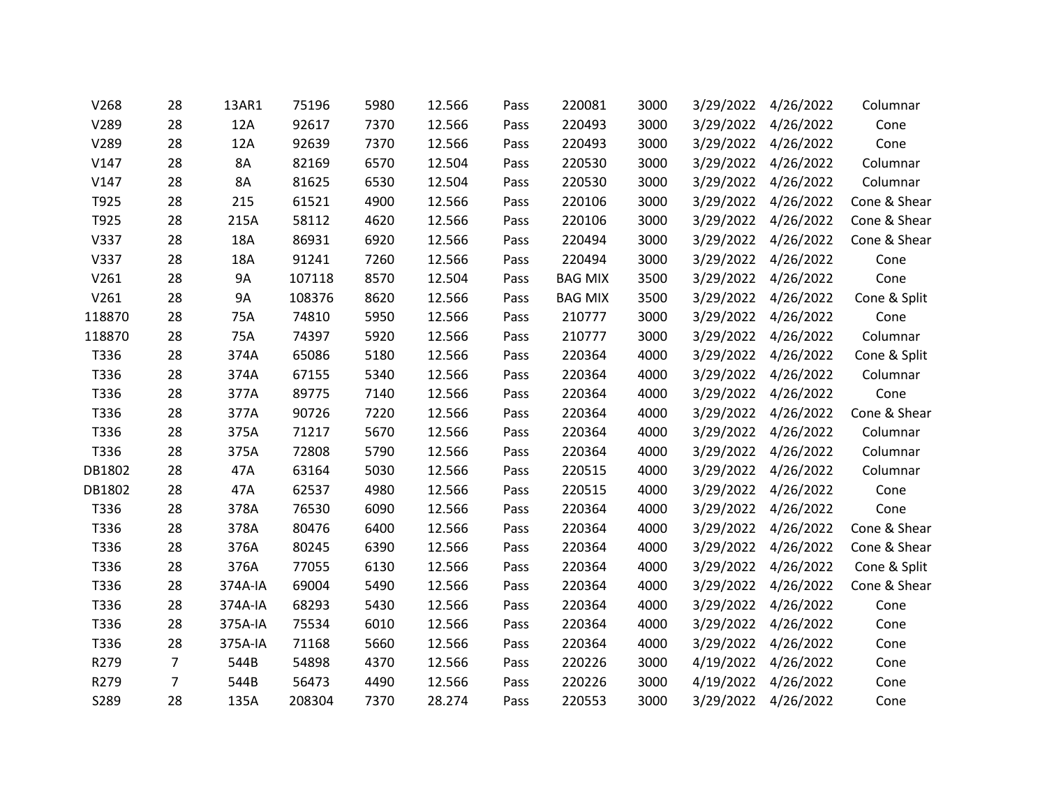| | | | | | | | | | | | |
|---|---|---|---|---|---|---|---|---|---|---|---|
| V268 | 28 | 13AR1 | 75196 | 5980 | 12.566 | Pass | 220081 | 3000 | 3/29/2022 | 4/26/2022 | Columnar |
| V289 | 28 | 12A | 92617 | 7370 | 12.566 | Pass | 220493 | 3000 | 3/29/2022 | 4/26/2022 | Cone |
| V289 | 28 | 12A | 92639 | 7370 | 12.566 | Pass | 220493 | 3000 | 3/29/2022 | 4/26/2022 | Cone |
| V147 | 28 | 8A | 82169 | 6570 | 12.504 | Pass | 220530 | 3000 | 3/29/2022 | 4/26/2022 | Columnar |
| V147 | 28 | 8A | 81625 | 6530 | 12.504 | Pass | 220530 | 3000 | 3/29/2022 | 4/26/2022 | Columnar |
| T925 | 28 | 215 | 61521 | 4900 | 12.566 | Pass | 220106 | 3000 | 3/29/2022 | 4/26/2022 | Cone & Shear |
| T925 | 28 | 215A | 58112 | 4620 | 12.566 | Pass | 220106 | 3000 | 3/29/2022 | 4/26/2022 | Cone & Shear |
| V337 | 28 | 18A | 86931 | 6920 | 12.566 | Pass | 220494 | 3000 | 3/29/2022 | 4/26/2022 | Cone & Shear |
| V337 | 28 | 18A | 91241 | 7260 | 12.566 | Pass | 220494 | 3000 | 3/29/2022 | 4/26/2022 | Cone |
| V261 | 28 | 9A | 107118 | 8570 | 12.504 | Pass | BAG MIX | 3500 | 3/29/2022 | 4/26/2022 | Cone |
| V261 | 28 | 9A | 108376 | 8620 | 12.566 | Pass | BAG MIX | 3500 | 3/29/2022 | 4/26/2022 | Cone & Split |
| 118870 | 28 | 75A | 74810 | 5950 | 12.566 | Pass | 210777 | 3000 | 3/29/2022 | 4/26/2022 | Cone |
| 118870 | 28 | 75A | 74397 | 5920 | 12.566 | Pass | 210777 | 3000 | 3/29/2022 | 4/26/2022 | Columnar |
| T336 | 28 | 374A | 65086 | 5180 | 12.566 | Pass | 220364 | 4000 | 3/29/2022 | 4/26/2022 | Cone & Split |
| T336 | 28 | 374A | 67155 | 5340 | 12.566 | Pass | 220364 | 4000 | 3/29/2022 | 4/26/2022 | Columnar |
| T336 | 28 | 377A | 89775 | 7140 | 12.566 | Pass | 220364 | 4000 | 3/29/2022 | 4/26/2022 | Cone |
| T336 | 28 | 377A | 90726 | 7220 | 12.566 | Pass | 220364 | 4000 | 3/29/2022 | 4/26/2022 | Cone & Shear |
| T336 | 28 | 375A | 71217 | 5670 | 12.566 | Pass | 220364 | 4000 | 3/29/2022 | 4/26/2022 | Columnar |
| T336 | 28 | 375A | 72808 | 5790 | 12.566 | Pass | 220364 | 4000 | 3/29/2022 | 4/26/2022 | Columnar |
| DB1802 | 28 | 47A | 63164 | 5030 | 12.566 | Pass | 220515 | 4000 | 3/29/2022 | 4/26/2022 | Columnar |
| DB1802 | 28 | 47A | 62537 | 4980 | 12.566 | Pass | 220515 | 4000 | 3/29/2022 | 4/26/2022 | Cone |
| T336 | 28 | 378A | 76530 | 6090 | 12.566 | Pass | 220364 | 4000 | 3/29/2022 | 4/26/2022 | Cone |
| T336 | 28 | 378A | 80476 | 6400 | 12.566 | Pass | 220364 | 4000 | 3/29/2022 | 4/26/2022 | Cone & Shear |
| T336 | 28 | 376A | 80245 | 6390 | 12.566 | Pass | 220364 | 4000 | 3/29/2022 | 4/26/2022 | Cone & Shear |
| T336 | 28 | 376A | 77055 | 6130 | 12.566 | Pass | 220364 | 4000 | 3/29/2022 | 4/26/2022 | Cone & Split |
| T336 | 28 | 374A-IA | 69004 | 5490 | 12.566 | Pass | 220364 | 4000 | 3/29/2022 | 4/26/2022 | Cone & Shear |
| T336 | 28 | 374A-IA | 68293 | 5430 | 12.566 | Pass | 220364 | 4000 | 3/29/2022 | 4/26/2022 | Cone |
| T336 | 28 | 375A-IA | 75534 | 6010 | 12.566 | Pass | 220364 | 4000 | 3/29/2022 | 4/26/2022 | Cone |
| T336 | 28 | 375A-IA | 71168 | 5660 | 12.566 | Pass | 220364 | 4000 | 3/29/2022 | 4/26/2022 | Cone |
| R279 | 7 | 544B | 54898 | 4370 | 12.566 | Pass | 220226 | 3000 | 4/19/2022 | 4/26/2022 | Cone |
| R279 | 7 | 544B | 56473 | 4490 | 12.566 | Pass | 220226 | 3000 | 4/19/2022 | 4/26/2022 | Cone |
| S289 | 28 | 135A | 208304 | 7370 | 28.274 | Pass | 220553 | 3000 | 3/29/2022 | 4/26/2022 | Cone |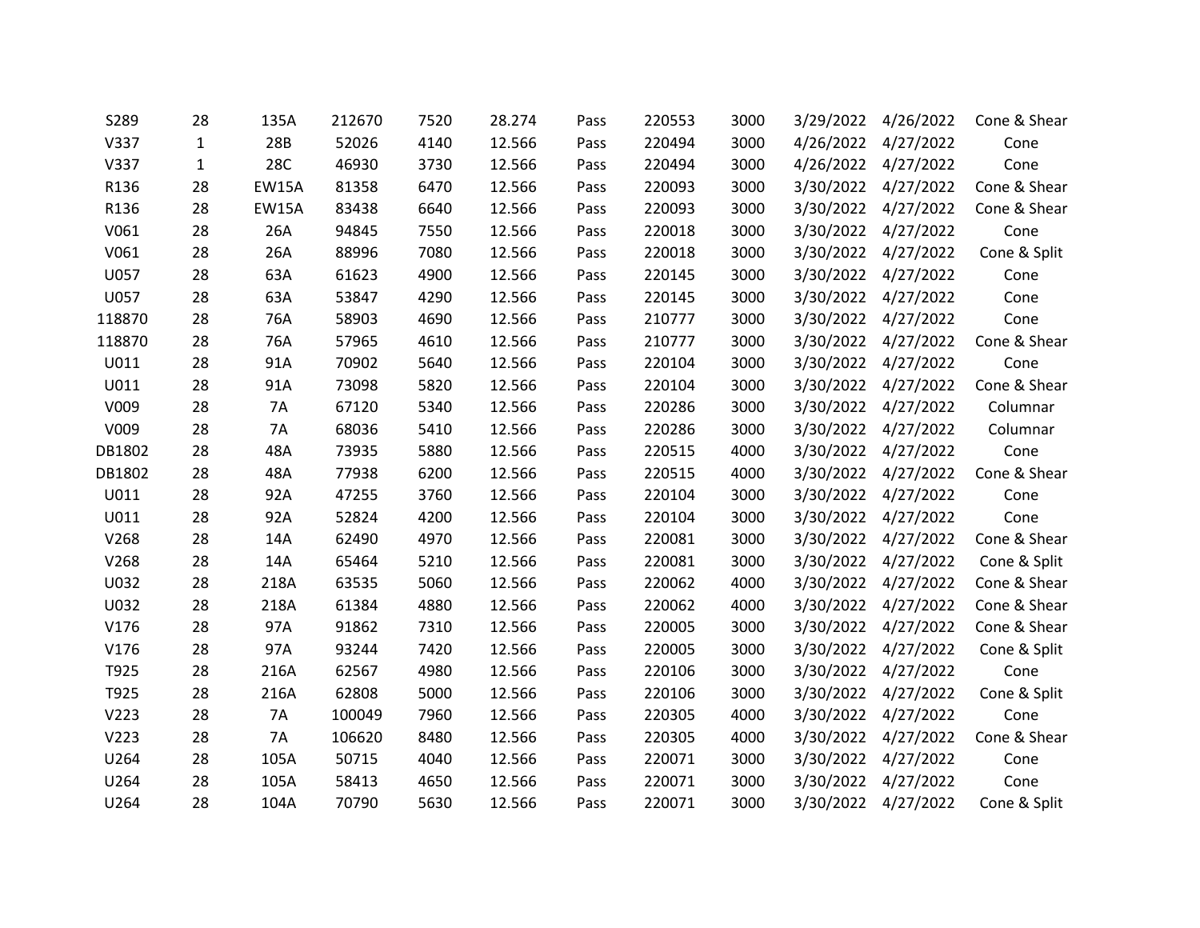| | | | | | | | | | | | |
|---|---|---|---|---|---|---|---|---|---|---|---|
| S289 | 28 | 135A | 212670 | 7520 | 28.274 | Pass | 220553 | 3000 | 3/29/2022 | 4/26/2022 | Cone & Shear |
| V337 | 1 | 28B | 52026 | 4140 | 12.566 | Pass | 220494 | 3000 | 4/26/2022 | 4/27/2022 | Cone |
| V337 | 1 | 28C | 46930 | 3730 | 12.566 | Pass | 220494 | 3000 | 4/26/2022 | 4/27/2022 | Cone |
| R136 | 28 | EW15A | 81358 | 6470 | 12.566 | Pass | 220093 | 3000 | 3/30/2022 | 4/27/2022 | Cone & Shear |
| R136 | 28 | EW15A | 83438 | 6640 | 12.566 | Pass | 220093 | 3000 | 3/30/2022 | 4/27/2022 | Cone & Shear |
| V061 | 28 | 26A | 94845 | 7550 | 12.566 | Pass | 220018 | 3000 | 3/30/2022 | 4/27/2022 | Cone |
| V061 | 28 | 26A | 88996 | 7080 | 12.566 | Pass | 220018 | 3000 | 3/30/2022 | 4/27/2022 | Cone & Split |
| U057 | 28 | 63A | 61623 | 4900 | 12.566 | Pass | 220145 | 3000 | 3/30/2022 | 4/27/2022 | Cone |
| U057 | 28 | 63A | 53847 | 4290 | 12.566 | Pass | 220145 | 3000 | 3/30/2022 | 4/27/2022 | Cone |
| 118870 | 28 | 76A | 58903 | 4690 | 12.566 | Pass | 210777 | 3000 | 3/30/2022 | 4/27/2022 | Cone |
| 118870 | 28 | 76A | 57965 | 4610 | 12.566 | Pass | 210777 | 3000 | 3/30/2022 | 4/27/2022 | Cone & Shear |
| U011 | 28 | 91A | 70902 | 5640 | 12.566 | Pass | 220104 | 3000 | 3/30/2022 | 4/27/2022 | Cone |
| U011 | 28 | 91A | 73098 | 5820 | 12.566 | Pass | 220104 | 3000 | 3/30/2022 | 4/27/2022 | Cone & Shear |
| V009 | 28 | 7A | 67120 | 5340 | 12.566 | Pass | 220286 | 3000 | 3/30/2022 | 4/27/2022 | Columnar |
| V009 | 28 | 7A | 68036 | 5410 | 12.566 | Pass | 220286 | 3000 | 3/30/2022 | 4/27/2022 | Columnar |
| DB1802 | 28 | 48A | 73935 | 5880 | 12.566 | Pass | 220515 | 4000 | 3/30/2022 | 4/27/2022 | Cone |
| DB1802 | 28 | 48A | 77938 | 6200 | 12.566 | Pass | 220515 | 4000 | 3/30/2022 | 4/27/2022 | Cone & Shear |
| U011 | 28 | 92A | 47255 | 3760 | 12.566 | Pass | 220104 | 3000 | 3/30/2022 | 4/27/2022 | Cone |
| U011 | 28 | 92A | 52824 | 4200 | 12.566 | Pass | 220104 | 3000 | 3/30/2022 | 4/27/2022 | Cone |
| V268 | 28 | 14A | 62490 | 4970 | 12.566 | Pass | 220081 | 3000 | 3/30/2022 | 4/27/2022 | Cone & Shear |
| V268 | 28 | 14A | 65464 | 5210 | 12.566 | Pass | 220081 | 3000 | 3/30/2022 | 4/27/2022 | Cone & Split |
| U032 | 28 | 218A | 63535 | 5060 | 12.566 | Pass | 220062 | 4000 | 3/30/2022 | 4/27/2022 | Cone & Shear |
| U032 | 28 | 218A | 61384 | 4880 | 12.566 | Pass | 220062 | 4000 | 3/30/2022 | 4/27/2022 | Cone & Shear |
| V176 | 28 | 97A | 91862 | 7310 | 12.566 | Pass | 220005 | 3000 | 3/30/2022 | 4/27/2022 | Cone & Shear |
| V176 | 28 | 97A | 93244 | 7420 | 12.566 | Pass | 220005 | 3000 | 3/30/2022 | 4/27/2022 | Cone & Split |
| T925 | 28 | 216A | 62567 | 4980 | 12.566 | Pass | 220106 | 3000 | 3/30/2022 | 4/27/2022 | Cone |
| T925 | 28 | 216A | 62808 | 5000 | 12.566 | Pass | 220106 | 3000 | 3/30/2022 | 4/27/2022 | Cone & Split |
| V223 | 28 | 7A | 100049 | 7960 | 12.566 | Pass | 220305 | 4000 | 3/30/2022 | 4/27/2022 | Cone |
| V223 | 28 | 7A | 106620 | 8480 | 12.566 | Pass | 220305 | 4000 | 3/30/2022 | 4/27/2022 | Cone & Shear |
| U264 | 28 | 105A | 50715 | 4040 | 12.566 | Pass | 220071 | 3000 | 3/30/2022 | 4/27/2022 | Cone |
| U264 | 28 | 105A | 58413 | 4650 | 12.566 | Pass | 220071 | 3000 | 3/30/2022 | 4/27/2022 | Cone |
| U264 | 28 | 104A | 70790 | 5630 | 12.566 | Pass | 220071 | 3000 | 3/30/2022 | 4/27/2022 | Cone & Split |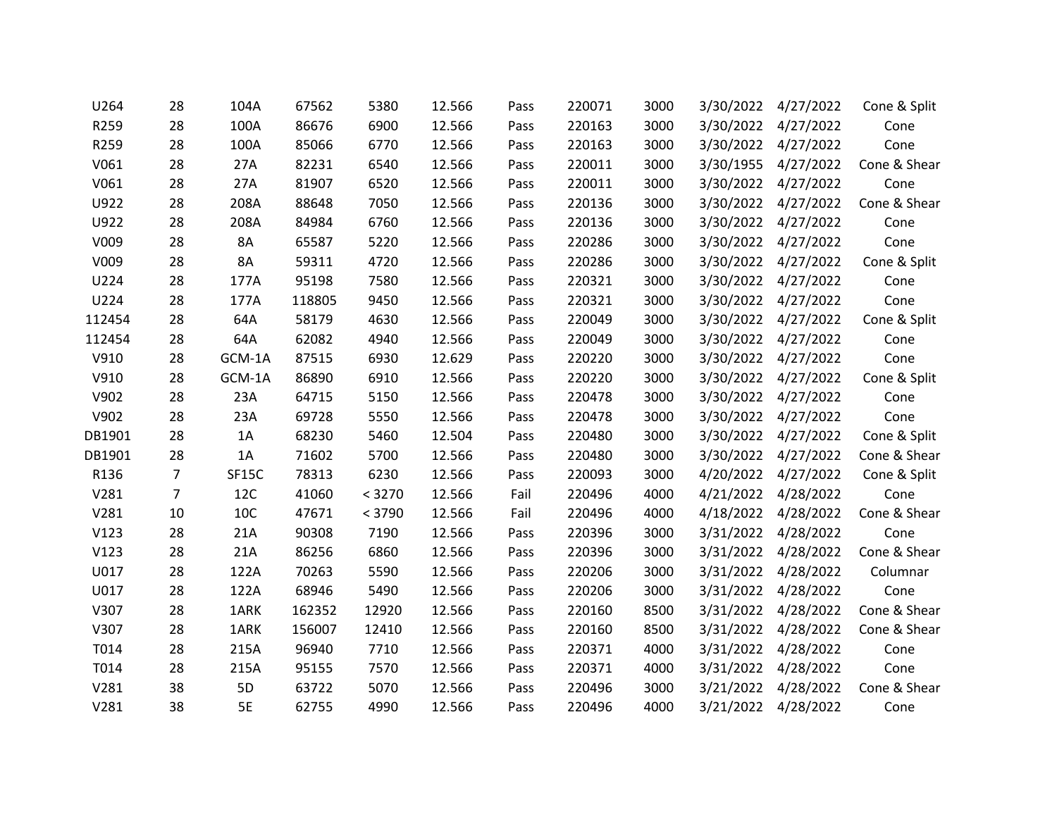| | | | | | | | | | | | |
|---|---|---|---|---|---|---|---|---|---|---|---|
| U264 | 28 | 104A | 67562 | 5380 | 12.566 | Pass | 220071 | 3000 | 3/30/2022 | 4/27/2022 | Cone & Split |
| R259 | 28 | 100A | 86676 | 6900 | 12.566 | Pass | 220163 | 3000 | 3/30/2022 | 4/27/2022 | Cone |
| R259 | 28 | 100A | 85066 | 6770 | 12.566 | Pass | 220163 | 3000 | 3/30/2022 | 4/27/2022 | Cone |
| V061 | 28 | 27A | 82231 | 6540 | 12.566 | Pass | 220011 | 3000 | 3/30/1955 | 4/27/2022 | Cone & Shear |
| V061 | 28 | 27A | 81907 | 6520 | 12.566 | Pass | 220011 | 3000 | 3/30/2022 | 4/27/2022 | Cone |
| U922 | 28 | 208A | 88648 | 7050 | 12.566 | Pass | 220136 | 3000 | 3/30/2022 | 4/27/2022 | Cone & Shear |
| U922 | 28 | 208A | 84984 | 6760 | 12.566 | Pass | 220136 | 3000 | 3/30/2022 | 4/27/2022 | Cone |
| V009 | 28 | 8A | 65587 | 5220 | 12.566 | Pass | 220286 | 3000 | 3/30/2022 | 4/27/2022 | Cone |
| V009 | 28 | 8A | 59311 | 4720 | 12.566 | Pass | 220286 | 3000 | 3/30/2022 | 4/27/2022 | Cone & Split |
| U224 | 28 | 177A | 95198 | 7580 | 12.566 | Pass | 220321 | 3000 | 3/30/2022 | 4/27/2022 | Cone |
| U224 | 28 | 177A | 118805 | 9450 | 12.566 | Pass | 220321 | 3000 | 3/30/2022 | 4/27/2022 | Cone |
| 112454 | 28 | 64A | 58179 | 4630 | 12.566 | Pass | 220049 | 3000 | 3/30/2022 | 4/27/2022 | Cone & Split |
| 112454 | 28 | 64A | 62082 | 4940 | 12.566 | Pass | 220049 | 3000 | 3/30/2022 | 4/27/2022 | Cone |
| V910 | 28 | GCM-1A | 87515 | 6930 | 12.629 | Pass | 220220 | 3000 | 3/30/2022 | 4/27/2022 | Cone |
| V910 | 28 | GCM-1A | 86890 | 6910 | 12.566 | Pass | 220220 | 3000 | 3/30/2022 | 4/27/2022 | Cone & Split |
| V902 | 28 | 23A | 64715 | 5150 | 12.566 | Pass | 220478 | 3000 | 3/30/2022 | 4/27/2022 | Cone |
| V902 | 28 | 23A | 69728 | 5550 | 12.566 | Pass | 220478 | 3000 | 3/30/2022 | 4/27/2022 | Cone |
| DB1901 | 28 | 1A | 68230 | 5460 | 12.504 | Pass | 220480 | 3000 | 3/30/2022 | 4/27/2022 | Cone & Split |
| DB1901 | 28 | 1A | 71602 | 5700 | 12.566 | Pass | 220480 | 3000 | 3/30/2022 | 4/27/2022 | Cone & Shear |
| R136 | 7 | SF15C | 78313 | 6230 | 12.566 | Pass | 220093 | 3000 | 4/20/2022 | 4/27/2022 | Cone & Split |
| V281 | 7 | 12C | 41060 | < 3270 | 12.566 | Fail | 220496 | 4000 | 4/21/2022 | 4/28/2022 | Cone |
| V281 | 10 | 10C | 47671 | < 3790 | 12.566 | Fail | 220496 | 4000 | 4/18/2022 | 4/28/2022 | Cone & Shear |
| V123 | 28 | 21A | 90308 | 7190 | 12.566 | Pass | 220396 | 3000 | 3/31/2022 | 4/28/2022 | Cone |
| V123 | 28 | 21A | 86256 | 6860 | 12.566 | Pass | 220396 | 3000 | 3/31/2022 | 4/28/2022 | Cone & Shear |
| U017 | 28 | 122A | 70263 | 5590 | 12.566 | Pass | 220206 | 3000 | 3/31/2022 | 4/28/2022 | Columnar |
| U017 | 28 | 122A | 68946 | 5490 | 12.566 | Pass | 220206 | 3000 | 3/31/2022 | 4/28/2022 | Cone |
| V307 | 28 | 1ARK | 162352 | 12920 | 12.566 | Pass | 220160 | 8500 | 3/31/2022 | 4/28/2022 | Cone & Shear |
| V307 | 28 | 1ARK | 156007 | 12410 | 12.566 | Pass | 220160 | 8500 | 3/31/2022 | 4/28/2022 | Cone & Shear |
| T014 | 28 | 215A | 96940 | 7710 | 12.566 | Pass | 220371 | 4000 | 3/31/2022 | 4/28/2022 | Cone |
| T014 | 28 | 215A | 95155 | 7570 | 12.566 | Pass | 220371 | 4000 | 3/31/2022 | 4/28/2022 | Cone |
| V281 | 38 | 5D | 63722 | 5070 | 12.566 | Pass | 220496 | 3000 | 3/21/2022 | 4/28/2022 | Cone & Shear |
| V281 | 38 | 5E | 62755 | 4990 | 12.566 | Pass | 220496 | 4000 | 3/21/2022 | 4/28/2022 | Cone |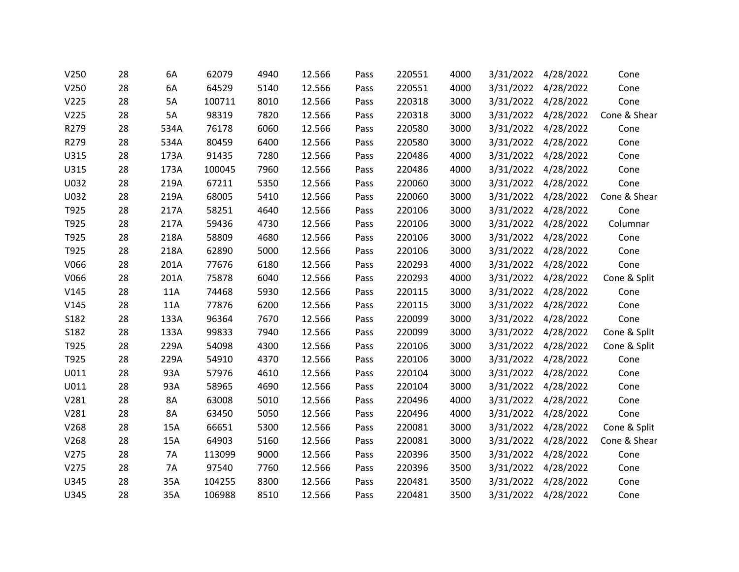| | | | | | | | | | | | |
|---|---|---|---|---|---|---|---|---|---|---|---|
| V250 | 28 | 6A | 62079 | 4940 | 12.566 | Pass | 220551 | 4000 | 3/31/2022 | 4/28/2022 | Cone |
| V250 | 28 | 6A | 64529 | 5140 | 12.566 | Pass | 220551 | 4000 | 3/31/2022 | 4/28/2022 | Cone |
| V225 | 28 | 5A | 100711 | 8010 | 12.566 | Pass | 220318 | 3000 | 3/31/2022 | 4/28/2022 | Cone |
| V225 | 28 | 5A | 98319 | 7820 | 12.566 | Pass | 220318 | 3000 | 3/31/2022 | 4/28/2022 | Cone & Shear |
| R279 | 28 | 534A | 76178 | 6060 | 12.566 | Pass | 220580 | 3000 | 3/31/2022 | 4/28/2022 | Cone |
| R279 | 28 | 534A | 80459 | 6400 | 12.566 | Pass | 220580 | 3000 | 3/31/2022 | 4/28/2022 | Cone |
| U315 | 28 | 173A | 91435 | 7280 | 12.566 | Pass | 220486 | 4000 | 3/31/2022 | 4/28/2022 | Cone |
| U315 | 28 | 173A | 100045 | 7960 | 12.566 | Pass | 220486 | 4000 | 3/31/2022 | 4/28/2022 | Cone |
| U032 | 28 | 219A | 67211 | 5350 | 12.566 | Pass | 220060 | 3000 | 3/31/2022 | 4/28/2022 | Cone |
| U032 | 28 | 219A | 68005 | 5410 | 12.566 | Pass | 220060 | 3000 | 3/31/2022 | 4/28/2022 | Cone & Shear |
| T925 | 28 | 217A | 58251 | 4640 | 12.566 | Pass | 220106 | 3000 | 3/31/2022 | 4/28/2022 | Cone |
| T925 | 28 | 217A | 59436 | 4730 | 12.566 | Pass | 220106 | 3000 | 3/31/2022 | 4/28/2022 | Columnar |
| T925 | 28 | 218A | 58809 | 4680 | 12.566 | Pass | 220106 | 3000 | 3/31/2022 | 4/28/2022 | Cone |
| T925 | 28 | 218A | 62890 | 5000 | 12.566 | Pass | 220106 | 3000 | 3/31/2022 | 4/28/2022 | Cone |
| V066 | 28 | 201A | 77676 | 6180 | 12.566 | Pass | 220293 | 4000 | 3/31/2022 | 4/28/2022 | Cone |
| V066 | 28 | 201A | 75878 | 6040 | 12.566 | Pass | 220293 | 4000 | 3/31/2022 | 4/28/2022 | Cone & Split |
| V145 | 28 | 11A | 74468 | 5930 | 12.566 | Pass | 220115 | 3000 | 3/31/2022 | 4/28/2022 | Cone |
| V145 | 28 | 11A | 77876 | 6200 | 12.566 | Pass | 220115 | 3000 | 3/31/2022 | 4/28/2022 | Cone |
| S182 | 28 | 133A | 96364 | 7670 | 12.566 | Pass | 220099 | 3000 | 3/31/2022 | 4/28/2022 | Cone |
| S182 | 28 | 133A | 99833 | 7940 | 12.566 | Pass | 220099 | 3000 | 3/31/2022 | 4/28/2022 | Cone & Split |
| T925 | 28 | 229A | 54098 | 4300 | 12.566 | Pass | 220106 | 3000 | 3/31/2022 | 4/28/2022 | Cone & Split |
| T925 | 28 | 229A | 54910 | 4370 | 12.566 | Pass | 220106 | 3000 | 3/31/2022 | 4/28/2022 | Cone |
| U011 | 28 | 93A | 57976 | 4610 | 12.566 | Pass | 220104 | 3000 | 3/31/2022 | 4/28/2022 | Cone |
| U011 | 28 | 93A | 58965 | 4690 | 12.566 | Pass | 220104 | 3000 | 3/31/2022 | 4/28/2022 | Cone |
| V281 | 28 | 8A | 63008 | 5010 | 12.566 | Pass | 220496 | 4000 | 3/31/2022 | 4/28/2022 | Cone |
| V281 | 28 | 8A | 63450 | 5050 | 12.566 | Pass | 220496 | 4000 | 3/31/2022 | 4/28/2022 | Cone |
| V268 | 28 | 15A | 66651 | 5300 | 12.566 | Pass | 220081 | 3000 | 3/31/2022 | 4/28/2022 | Cone & Split |
| V268 | 28 | 15A | 64903 | 5160 | 12.566 | Pass | 220081 | 3000 | 3/31/2022 | 4/28/2022 | Cone & Shear |
| V275 | 28 | 7A | 113099 | 9000 | 12.566 | Pass | 220396 | 3500 | 3/31/2022 | 4/28/2022 | Cone |
| V275 | 28 | 7A | 97540 | 7760 | 12.566 | Pass | 220396 | 3500 | 3/31/2022 | 4/28/2022 | Cone |
| U345 | 28 | 35A | 104255 | 8300 | 12.566 | Pass | 220481 | 3500 | 3/31/2022 | 4/28/2022 | Cone |
| U345 | 28 | 35A | 106988 | 8510 | 12.566 | Pass | 220481 | 3500 | 3/31/2022 | 4/28/2022 | Cone |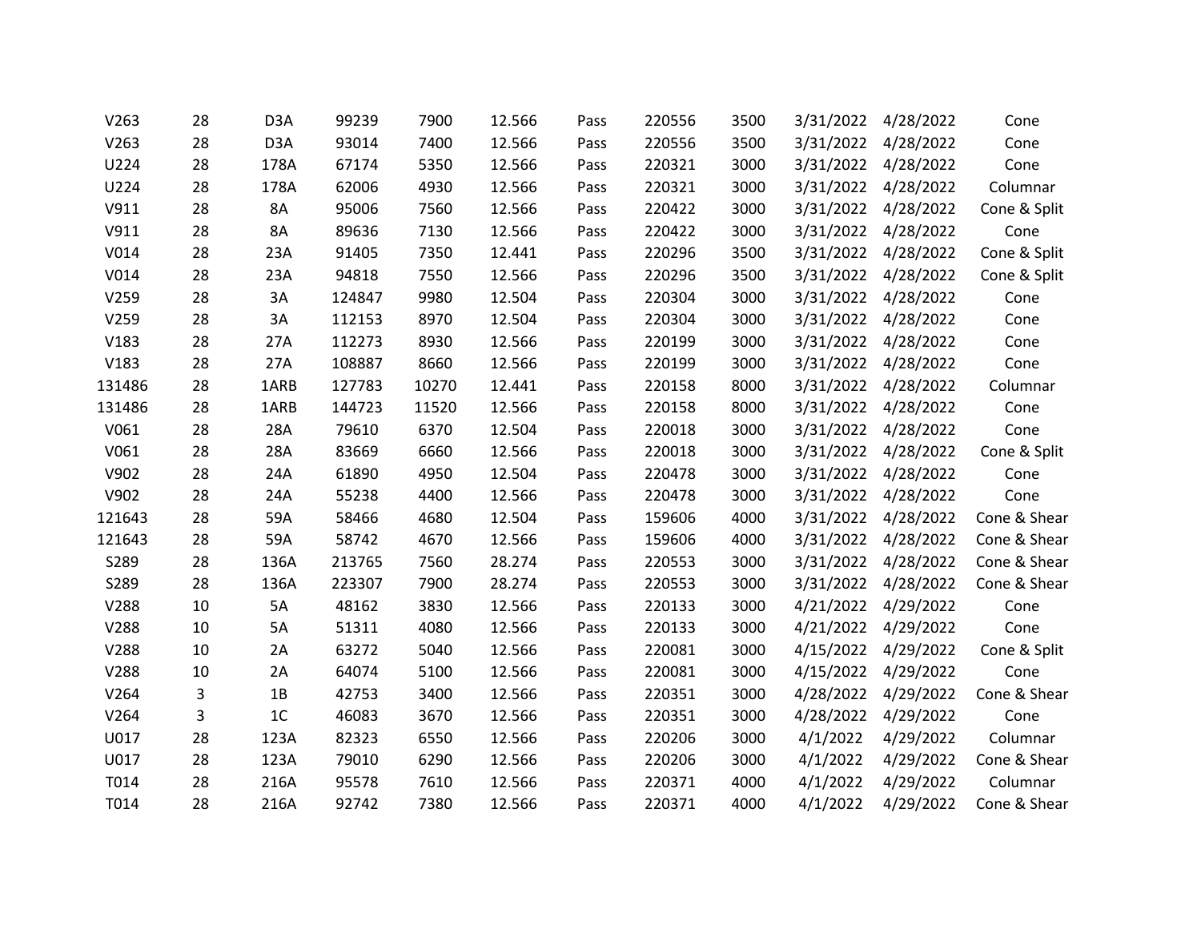| | | | | | | | | | | | |
|---|---|---|---|---|---|---|---|---|---|---|---|
| V263 | 28 | D3A | 99239 | 7900 | 12.566 | Pass | 220556 | 3500 | 3/31/2022 | 4/28/2022 | Cone |
| V263 | 28 | D3A | 93014 | 7400 | 12.566 | Pass | 220556 | 3500 | 3/31/2022 | 4/28/2022 | Cone |
| U224 | 28 | 178A | 67174 | 5350 | 12.566 | Pass | 220321 | 3000 | 3/31/2022 | 4/28/2022 | Cone |
| U224 | 28 | 178A | 62006 | 4930 | 12.566 | Pass | 220321 | 3000 | 3/31/2022 | 4/28/2022 | Columnar |
| V911 | 28 | 8A | 95006 | 7560 | 12.566 | Pass | 220422 | 3000 | 3/31/2022 | 4/28/2022 | Cone & Split |
| V911 | 28 | 8A | 89636 | 7130 | 12.566 | Pass | 220422 | 3000 | 3/31/2022 | 4/28/2022 | Cone |
| V014 | 28 | 23A | 91405 | 7350 | 12.441 | Pass | 220296 | 3500 | 3/31/2022 | 4/28/2022 | Cone & Split |
| V014 | 28 | 23A | 94818 | 7550 | 12.566 | Pass | 220296 | 3500 | 3/31/2022 | 4/28/2022 | Cone & Split |
| V259 | 28 | 3A | 124847 | 9980 | 12.504 | Pass | 220304 | 3000 | 3/31/2022 | 4/28/2022 | Cone |
| V259 | 28 | 3A | 112153 | 8970 | 12.504 | Pass | 220304 | 3000 | 3/31/2022 | 4/28/2022 | Cone |
| V183 | 28 | 27A | 112273 | 8930 | 12.566 | Pass | 220199 | 3000 | 3/31/2022 | 4/28/2022 | Cone |
| V183 | 28 | 27A | 108887 | 8660 | 12.566 | Pass | 220199 | 3000 | 3/31/2022 | 4/28/2022 | Cone |
| 131486 | 28 | 1ARB | 127783 | 10270 | 12.441 | Pass | 220158 | 8000 | 3/31/2022 | 4/28/2022 | Columnar |
| 131486 | 28 | 1ARB | 144723 | 11520 | 12.566 | Pass | 220158 | 8000 | 3/31/2022 | 4/28/2022 | Cone |
| V061 | 28 | 28A | 79610 | 6370 | 12.504 | Pass | 220018 | 3000 | 3/31/2022 | 4/28/2022 | Cone |
| V061 | 28 | 28A | 83669 | 6660 | 12.566 | Pass | 220018 | 3000 | 3/31/2022 | 4/28/2022 | Cone & Split |
| V902 | 28 | 24A | 61890 | 4950 | 12.504 | Pass | 220478 | 3000 | 3/31/2022 | 4/28/2022 | Cone |
| V902 | 28 | 24A | 55238 | 4400 | 12.566 | Pass | 220478 | 3000 | 3/31/2022 | 4/28/2022 | Cone |
| 121643 | 28 | 59A | 58466 | 4680 | 12.504 | Pass | 159606 | 4000 | 3/31/2022 | 4/28/2022 | Cone & Shear |
| 121643 | 28 | 59A | 58742 | 4670 | 12.566 | Pass | 159606 | 4000 | 3/31/2022 | 4/28/2022 | Cone & Shear |
| S289 | 28 | 136A | 213765 | 7560 | 28.274 | Pass | 220553 | 3000 | 3/31/2022 | 4/28/2022 | Cone & Shear |
| S289 | 28 | 136A | 223307 | 7900 | 28.274 | Pass | 220553 | 3000 | 3/31/2022 | 4/28/2022 | Cone & Shear |
| V288 | 10 | 5A | 48162 | 3830 | 12.566 | Pass | 220133 | 3000 | 4/21/2022 | 4/29/2022 | Cone |
| V288 | 10 | 5A | 51311 | 4080 | 12.566 | Pass | 220133 | 3000 | 4/21/2022 | 4/29/2022 | Cone |
| V288 | 10 | 2A | 63272 | 5040 | 12.566 | Pass | 220081 | 3000 | 4/15/2022 | 4/29/2022 | Cone & Split |
| V288 | 10 | 2A | 64074 | 5100 | 12.566 | Pass | 220081 | 3000 | 4/15/2022 | 4/29/2022 | Cone |
| V264 | 3 | 1B | 42753 | 3400 | 12.566 | Pass | 220351 | 3000 | 4/28/2022 | 4/29/2022 | Cone & Shear |
| V264 | 3 | 1C | 46083 | 3670 | 12.566 | Pass | 220351 | 3000 | 4/28/2022 | 4/29/2022 | Cone |
| U017 | 28 | 123A | 82323 | 6550 | 12.566 | Pass | 220206 | 3000 | 4/1/2022 | 4/29/2022 | Columnar |
| U017 | 28 | 123A | 79010 | 6290 | 12.566 | Pass | 220206 | 3000 | 4/1/2022 | 4/29/2022 | Cone & Shear |
| T014 | 28 | 216A | 95578 | 7610 | 12.566 | Pass | 220371 | 4000 | 4/1/2022 | 4/29/2022 | Columnar |
| T014 | 28 | 216A | 92742 | 7380 | 12.566 | Pass | 220371 | 4000 | 4/1/2022 | 4/29/2022 | Cone & Shear |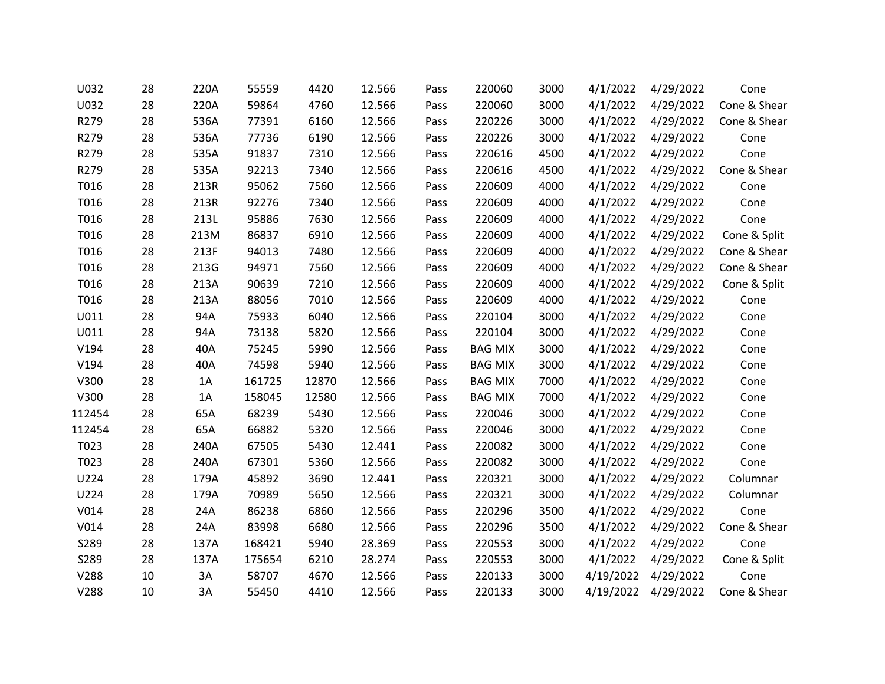| | | | | | | | | | | | |
|---|---|---|---|---|---|---|---|---|---|---|---|
| U032 | 28 | 220A | 55559 | 4420 | 12.566 | Pass | 220060 | 3000 | 4/1/2022 | 4/29/2022 | Cone |
| U032 | 28 | 220A | 59864 | 4760 | 12.566 | Pass | 220060 | 3000 | 4/1/2022 | 4/29/2022 | Cone & Shear |
| R279 | 28 | 536A | 77391 | 6160 | 12.566 | Pass | 220226 | 3000 | 4/1/2022 | 4/29/2022 | Cone & Shear |
| R279 | 28 | 536A | 77736 | 6190 | 12.566 | Pass | 220226 | 3000 | 4/1/2022 | 4/29/2022 | Cone |
| R279 | 28 | 535A | 91837 | 7310 | 12.566 | Pass | 220616 | 4500 | 4/1/2022 | 4/29/2022 | Cone |
| R279 | 28 | 535A | 92213 | 7340 | 12.566 | Pass | 220616 | 4500 | 4/1/2022 | 4/29/2022 | Cone & Shear |
| T016 | 28 | 213R | 95062 | 7560 | 12.566 | Pass | 220609 | 4000 | 4/1/2022 | 4/29/2022 | Cone |
| T016 | 28 | 213R | 92276 | 7340 | 12.566 | Pass | 220609 | 4000 | 4/1/2022 | 4/29/2022 | Cone |
| T016 | 28 | 213L | 95886 | 7630 | 12.566 | Pass | 220609 | 4000 | 4/1/2022 | 4/29/2022 | Cone |
| T016 | 28 | 213M | 86837 | 6910 | 12.566 | Pass | 220609 | 4000 | 4/1/2022 | 4/29/2022 | Cone & Split |
| T016 | 28 | 213F | 94013 | 7480 | 12.566 | Pass | 220609 | 4000 | 4/1/2022 | 4/29/2022 | Cone & Shear |
| T016 | 28 | 213G | 94971 | 7560 | 12.566 | Pass | 220609 | 4000 | 4/1/2022 | 4/29/2022 | Cone & Shear |
| T016 | 28 | 213A | 90639 | 7210 | 12.566 | Pass | 220609 | 4000 | 4/1/2022 | 4/29/2022 | Cone & Split |
| T016 | 28 | 213A | 88056 | 7010 | 12.566 | Pass | 220609 | 4000 | 4/1/2022 | 4/29/2022 | Cone |
| U011 | 28 | 94A | 75933 | 6040 | 12.566 | Pass | 220104 | 3000 | 4/1/2022 | 4/29/2022 | Cone |
| U011 | 28 | 94A | 73138 | 5820 | 12.566 | Pass | 220104 | 3000 | 4/1/2022 | 4/29/2022 | Cone |
| V194 | 28 | 40A | 75245 | 5990 | 12.566 | Pass | BAG MIX | 3000 | 4/1/2022 | 4/29/2022 | Cone |
| V194 | 28 | 40A | 74598 | 5940 | 12.566 | Pass | BAG MIX | 3000 | 4/1/2022 | 4/29/2022 | Cone |
| V300 | 28 | 1A | 161725 | 12870 | 12.566 | Pass | BAG MIX | 7000 | 4/1/2022 | 4/29/2022 | Cone |
| V300 | 28 | 1A | 158045 | 12580 | 12.566 | Pass | BAG MIX | 7000 | 4/1/2022 | 4/29/2022 | Cone |
| 112454 | 28 | 65A | 68239 | 5430 | 12.566 | Pass | 220046 | 3000 | 4/1/2022 | 4/29/2022 | Cone |
| 112454 | 28 | 65A | 66882 | 5320 | 12.566 | Pass | 220046 | 3000 | 4/1/2022 | 4/29/2022 | Cone |
| T023 | 28 | 240A | 67505 | 5430 | 12.441 | Pass | 220082 | 3000 | 4/1/2022 | 4/29/2022 | Cone |
| T023 | 28 | 240A | 67301 | 5360 | 12.566 | Pass | 220082 | 3000 | 4/1/2022 | 4/29/2022 | Cone |
| U224 | 28 | 179A | 45892 | 3690 | 12.441 | Pass | 220321 | 3000 | 4/1/2022 | 4/29/2022 | Columnar |
| U224 | 28 | 179A | 70989 | 5650 | 12.566 | Pass | 220321 | 3000 | 4/1/2022 | 4/29/2022 | Columnar |
| V014 | 28 | 24A | 86238 | 6860 | 12.566 | Pass | 220296 | 3500 | 4/1/2022 | 4/29/2022 | Cone |
| V014 | 28 | 24A | 83998 | 6680 | 12.566 | Pass | 220296 | 3500 | 4/1/2022 | 4/29/2022 | Cone & Shear |
| S289 | 28 | 137A | 168421 | 5940 | 28.369 | Pass | 220553 | 3000 | 4/1/2022 | 4/29/2022 | Cone |
| S289 | 28 | 137A | 175654 | 6210 | 28.274 | Pass | 220553 | 3000 | 4/1/2022 | 4/29/2022 | Cone & Split |
| V288 | 10 | 3A | 58707 | 4670 | 12.566 | Pass | 220133 | 3000 | 4/19/2022 | 4/29/2022 | Cone |
| V288 | 10 | 3A | 55450 | 4410 | 12.566 | Pass | 220133 | 3000 | 4/19/2022 | 4/29/2022 | Cone & Shear |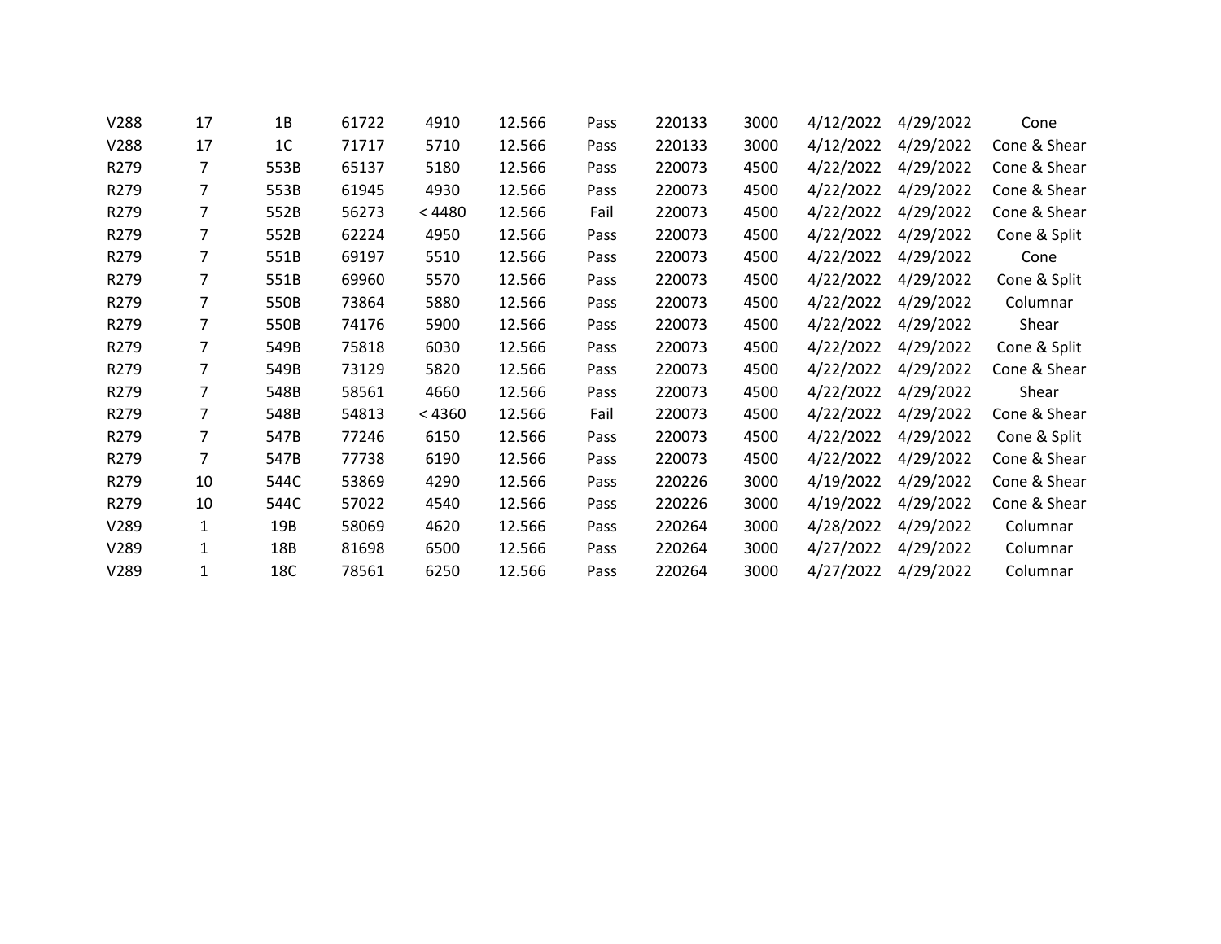| | | | | | | | | | | | |
|---|---|---|---|---|---|---|---|---|---|---|---|
| V288 | 17 | 1B | 61722 | 4910 | 12.566 | Pass | 220133 | 3000 | 4/12/2022 | 4/29/2022 | Cone |
| V288 | 17 | 1C | 71717 | 5710 | 12.566 | Pass | 220133 | 3000 | 4/12/2022 | 4/29/2022 | Cone & Shear |
| R279 | 7 | 553B | 65137 | 5180 | 12.566 | Pass | 220073 | 4500 | 4/22/2022 | 4/29/2022 | Cone & Shear |
| R279 | 7 | 553B | 61945 | 4930 | 12.566 | Pass | 220073 | 4500 | 4/22/2022 | 4/29/2022 | Cone & Shear |
| R279 | 7 | 552B | 56273 | < 4480 | 12.566 | Fail | 220073 | 4500 | 4/22/2022 | 4/29/2022 | Cone & Shear |
| R279 | 7 | 552B | 62224 | 4950 | 12.566 | Pass | 220073 | 4500 | 4/22/2022 | 4/29/2022 | Cone & Split |
| R279 | 7 | 551B | 69197 | 5510 | 12.566 | Pass | 220073 | 4500 | 4/22/2022 | 4/29/2022 | Cone |
| R279 | 7 | 551B | 69960 | 5570 | 12.566 | Pass | 220073 | 4500 | 4/22/2022 | 4/29/2022 | Cone & Split |
| R279 | 7 | 550B | 73864 | 5880 | 12.566 | Pass | 220073 | 4500 | 4/22/2022 | 4/29/2022 | Columnar |
| R279 | 7 | 550B | 74176 | 5900 | 12.566 | Pass | 220073 | 4500 | 4/22/2022 | 4/29/2022 | Shear |
| R279 | 7 | 549B | 75818 | 6030 | 12.566 | Pass | 220073 | 4500 | 4/22/2022 | 4/29/2022 | Cone & Split |
| R279 | 7 | 549B | 73129 | 5820 | 12.566 | Pass | 220073 | 4500 | 4/22/2022 | 4/29/2022 | Cone & Shear |
| R279 | 7 | 548B | 58561 | 4660 | 12.566 | Pass | 220073 | 4500 | 4/22/2022 | 4/29/2022 | Shear |
| R279 | 7 | 548B | 54813 | < 4360 | 12.566 | Fail | 220073 | 4500 | 4/22/2022 | 4/29/2022 | Cone & Shear |
| R279 | 7 | 547B | 77246 | 6150 | 12.566 | Pass | 220073 | 4500 | 4/22/2022 | 4/29/2022 | Cone & Split |
| R279 | 7 | 547B | 77738 | 6190 | 12.566 | Pass | 220073 | 4500 | 4/22/2022 | 4/29/2022 | Cone & Shear |
| R279 | 10 | 544C | 53869 | 4290 | 12.566 | Pass | 220226 | 3000 | 4/19/2022 | 4/29/2022 | Cone & Shear |
| R279 | 10 | 544C | 57022 | 4540 | 12.566 | Pass | 220226 | 3000 | 4/19/2022 | 4/29/2022 | Cone & Shear |
| V289 | 1 | 19B | 58069 | 4620 | 12.566 | Pass | 220264 | 3000 | 4/28/2022 | 4/29/2022 | Columnar |
| V289 | 1 | 18B | 81698 | 6500 | 12.566 | Pass | 220264 | 3000 | 4/27/2022 | 4/29/2022 | Columnar |
| V289 | 1 | 18C | 78561 | 6250 | 12.566 | Pass | 220264 | 3000 | 4/27/2022 | 4/29/2022 | Columnar |